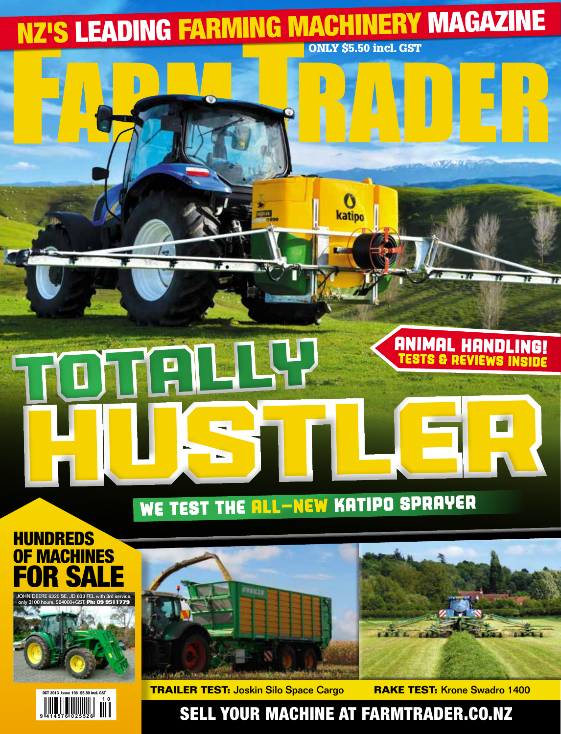# NZ'S LEADING FARMING MACHINERY MAGAZINE

ONLY $5.50 incl. GST

# FARM TRADER

## ANIMAL HANDLING!

TESTS & REVIEWS INSIDE

# TOTALLY HUSTLER

## WE TEST THE ALL-NEW KATIPO SPRAYER

## HUNDREDS OF MACHINES FOR SALE

JOHN DEERE 6320 SE, JD 633 FEL with 3rd service, only 3100 hours, $64000+GST. **Ph: 09 9511779**

**TRAILER TEST:** Joskin Silo Space Cargo

**RAKE TEST:** Krone Swadro 1400

OCT 2013 Issue 198 $5.50 incl. GST

9 414576 025526 10

## SELL YOUR MACHINE AT FARMTRADER.CO.NZ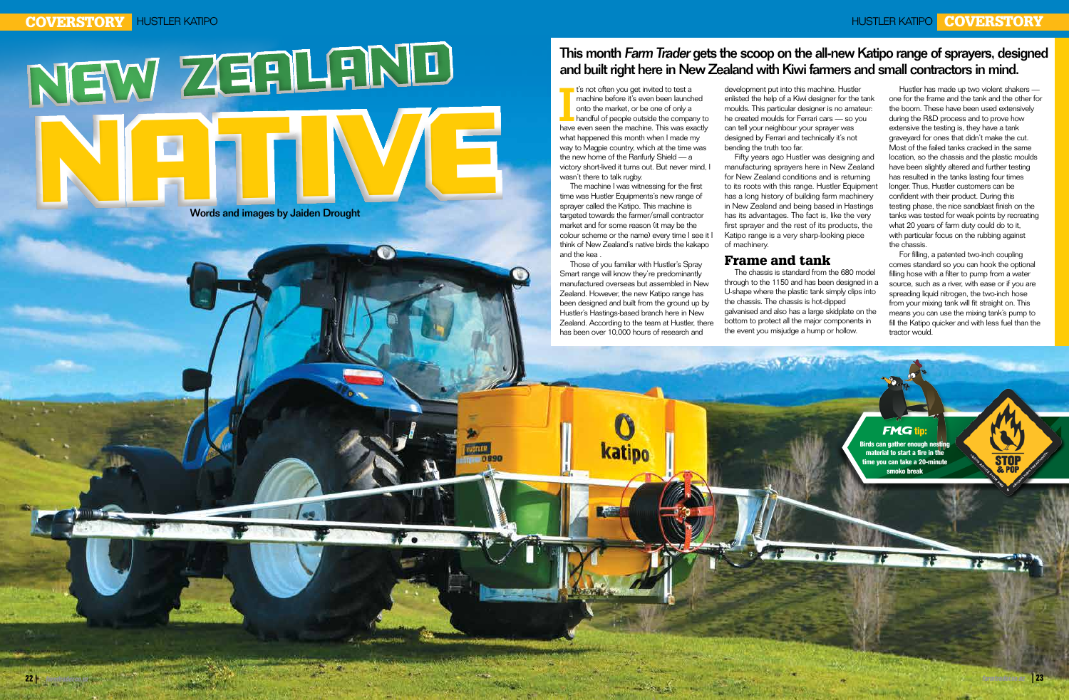# NEW ZEALAND NATIVE

Words and images by Jaiden Drought

**This month *Farm Trader* gets the scoop on the all-new Katipo range of sprayers, designed and built right here in New Zealand with Kiwi farmers and small contractors in mind.**

It's not often you get invited to test a machine before it's even been launched onto the market, or be one of only a handful of people outside the company to have even seen the machine. This was exactly what happened this month when I made my way to Magpie country, which at the time was the new home of the Ranfurly Shield — a victory short-lived it turns out. But never mind, I wasn't there to talk rugby.

The machine I was witnessing for the first time was Hustler Equipments's new range of sprayer called the Katipo. This machine is targeted towards the farmer/small contractor market and for some reason (it may be the colour scheme or the name) every time I see it I think of New Zealand's native birds the kakapo and the kea .

Those of you familiar with Hustler's Spray Smart range will know they're predominantly manufactured overseas but assembled in New Zealand. However, the new Katipo range has been designed and built from the ground up by Hustler's Hastings-based branch here in New Zealand. According to the team at Hustler, there has been over 10,000 hours of research and development put into this machine. Hustler enlisted the help of a Kiwi designer for the tank moulds. This particular designer is no amateur: he created moulds for Ferrari cars — so you can tell your neighbour your sprayer was designed by Ferrari and technically it's not bending the truth too far.

Fifty years ago Hustler was designing and manufacturing sprayers here in New Zealand for New Zealand conditions and is returning to its roots with this range. Hustler Equipment has a long history of building farm machinery in New Zealand and being based in Hastings has its advantages. The fact is, like the very first sprayer and the rest of its products, the Katipo range is a very sharp-looking piece of machinery.

## Frame and tank

The chassis is standard from the 680 model through to the 1150 and has been designed in a U-shape where the plastic tank simply clips into the chassis. The chassis is hot-dipped galvanised and also has a large skidplate on the bottom to protect all the major components in the event you misjudge a hump or hollow.

Hustler has made up two violent shakers — one for the frame and the tank and the other for the boom. These have been used extensively during the R&D process and to prove how extensive the testing is, they have a tank graveyard for ones that didn't make the cut. Most of the failed tanks cracked in the same location, so the chassis and the plastic moulds have been slightly altered and further testing has resulted in the tanks lasting four times longer. Thus, Hustler customers can be confident with their product. During this testing phase, the nice sandblast finish on the tanks was tested for weak points by recreating what 20 years of farm duty could do to it, with particular focus on the rubbing against the chassis.

For filling, a patented two-inch coupling comes standard so you can hook the optional filling hose with a filter to pump from a water source, such as a river, with ease or if you are spreading liquid nitrogen, the two-inch hose from your mixing tank will fit straight on. This means you can use the mixing tank's pump to fill the Katipo quicker and with less fuel than the tractor would.

**FMG tip:** Birds can gather enough nesting material to start a fire in the time you can take a 20-minute smoko break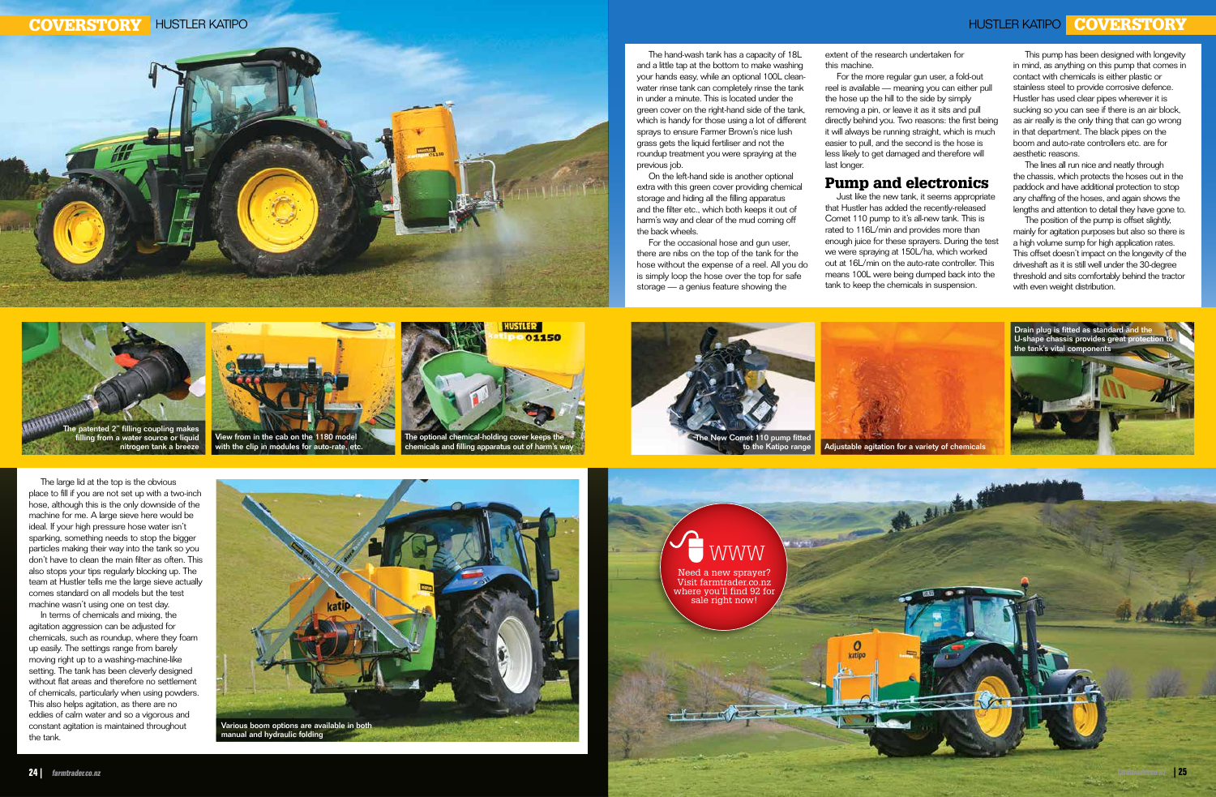The hand-wash tank has a capacity of 18L and a little tap at the bottom to make washing your hands easy, while an optional 100L clean-water rinse tank can completely rinse the tank in under a minute. This is located under the green cover on the right-hand side of the tank, which is handy for those using a lot of different sprays to ensure Farmer Brown's nice lush grass gets the liquid fertiliser and not the roundup treatment you were spraying at the previous job.

On the left-hand side is another optional extra with this green cover providing chemical storage and hiding all the filling apparatus and the filter etc., which both keeps it out of harm's way and clear of the mud coming off the back wheels.

For the occasional hose and gun user, there are nibs on the top of the tank for the hose without the expense of a reel. All you do is simply loop the hose over the top for safe storage — a genius feature showing the extent of the research undertaken for this machine.

For the more regular gun user, a fold-out reel is available — meaning you can either pull the hose up the hill to the side by simply removing a pin, or leave it as it sits and pull directly behind you. Two reasons: the first being it will always be running straight, which is much easier to pull, and the second is the hose is less likely to get damaged and therefore will last longer.

## Pump and electronics

Just like the new tank, it seems appropriate that Hustler has added the recently-released Comet 110 pump to it's all-new tank. This is rated to 116L/min and provides more than enough juice for these sprayers. During the test we were spraying at 150L/ha, which worked out at 16L/min on the auto-rate controller. This means 100L were being dumped back into the tank to keep the chemicals in suspension.

This pump has been designed with longevity in mind, as anything on this pump that comes in contact with chemicals is either plastic or stainless steel to provide corrosive defence. Hustler has used clear pipes wherever it is sucking so you can see if there is an air block, as air really is the only thing that can go wrong in that department. The black pipes on the boom and auto-rate controllers etc. are for aesthetic reasons.

The lines all run nice and neatly through the chassis, which protects the hoses out in the paddock and have additional protection to stop any chaffing of the hoses, and again shows the lengths and attention to detail they have gone to.

The position of the pump is offset slightly, mainly for agitation purposes but also so there is a high volume sump for high application rates. This offset doesn't impact on the longevity of the driveshaft as it is still well under the 30-degree threshold and sits comfortably behind the tractor with even weight distribution.

The patented 2" filling coupling makes filling from a water source or liquid nitrogen tank a breeze

View from in the cab on the 1180 model with the clip in modules for auto-rate, etc.

The optional chemical-holding cover keeps the chemicals and filling apparatus out of harm's way

The New Comet 110 pump fitted to the Katipo range

Adjustable agitation for a variety of chemicals

Drain plug is fitted as standard and the U-shape chassis provides great protection to the tank's vital components

The large lid at the top is the obvious place to fill if you are not set up with a two-inch hose, although this is the only downside of the machine for me. A large sieve here would be ideal. If your high pressure hose water isn't sparking, something needs to stop the bigger particles making their way into the tank so you don't have to clean the main filter as often. This also stops your tips regularly blocking up. The team at Hustler tells me the large sieve actually comes standard on all models but the test machine wasn't using one on test day.

In terms of chemicals and mixing, the agitation aggression can be adjusted for chemicals, such as roundup, where they foam up easily. The settings range from barely moving right up to a washing-machine-like setting. The tank has been cleverly designed without flat areas and therefore no settlement of chemicals, particularly when using powders. This also helps agitation, as there are no eddies of calm water and so a vigorous and constant agitation is maintained throughout the tank.

Various boom options are available in both manual and hydraulic folding

WWW

Need a new sprayer? Visit farmtrader.co.nz where you'll find 92 for sale right now!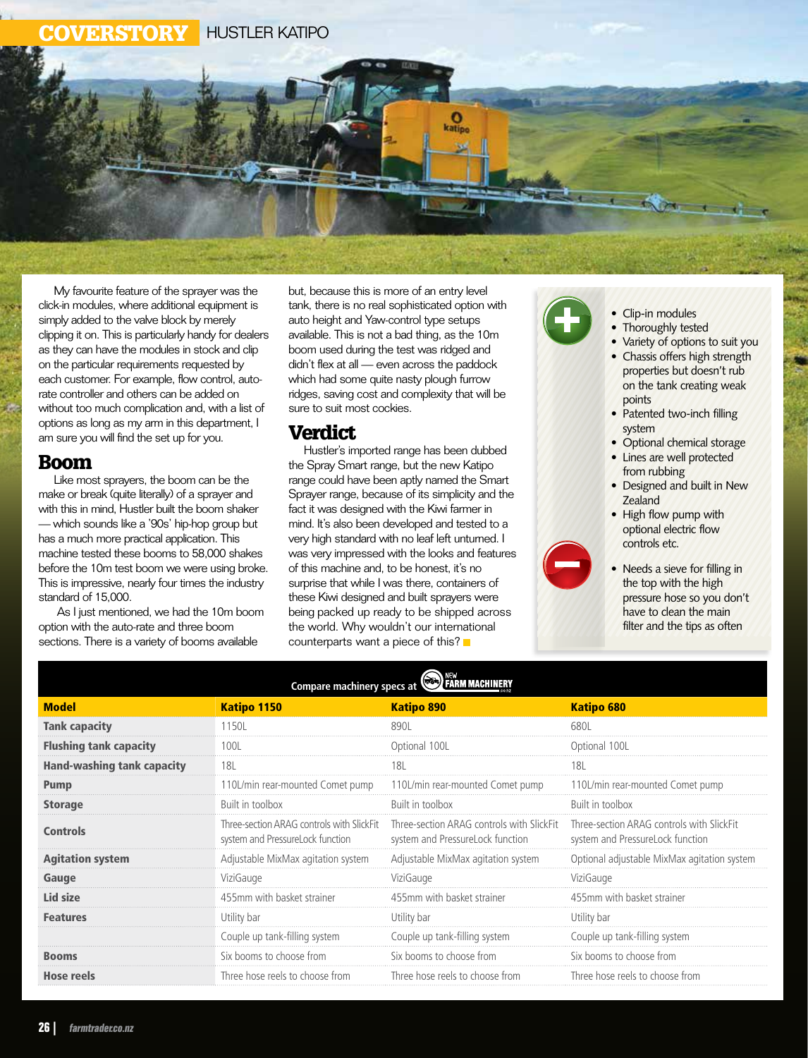My favourite feature of the sprayer was the click-in modules, where additional equipment is simply added to the valve block by merely clipping it on. This is particularly handy for dealers as they can have the modules in stock and clip on the particular requirements requested by each customer. For example, flow control, auto-rate controller and others can be added on without too much complication and, with a list of options as long as my arm in this department, I am sure you will find the set up for you.

## Boom

Like most sprayers, the boom can be the make or break (quite literally) of a sprayer and with this in mind, Hustler built the boom shaker — which sounds like a '90s' hip-hop group but has a much more practical application. This machine tested these booms to 58,000 shakes before the 10m test boom we were using broke. This is impressive, nearly four times the industry standard of 15,000.

As I just mentioned, we had the 10m boom option with the auto-rate and three boom sections. There is a variety of booms available but, because this is more of an entry level tank, there is no real sophisticated option with auto height and Yaw-control type setups available. This is not a bad thing, as the 10m boom used during the test was ridged and didn't flex at all — even across the paddock which had some quite nasty plough furrow ridges, saving cost and complexity that will be sure to suit most cockies.

## Verdict

Hustler's imported range has been dubbed the Spray Smart range, but the new Katipo range could have been aptly named the Smart Sprayer range, because of its simplicity and the fact it was designed with the Kiwi farmer in mind. It's also been developed and tested to a very high standard with no leaf left unturned. I was very impressed with the looks and features of this machine and, to be honest, it's no surprise that while I was there, containers of these Kiwi designed and built sprayers were being packed up ready to be shipped across the world. Why wouldn't our international counterparts want a piece of this?

**+**

- Clip-in modules
- Thoroughly tested
- Variety of options to suit you
- Chassis offers high strength properties but doesn't rub on the tank creating weak points
- Patented two-inch filling system
- Optional chemical storage
- Lines are well protected from rubbing
- Designed and built in New Zealand
- High flow pump with optional electric flow controls etc.

**−**

- Needs a sieve for filling in the top with the high pressure hose so you don't have to clean the main filter and the tips as often

Compare machinery specs at NEW FARM MACHINERY

| Model | Katipo 1150 | Katipo 890 | Katipo 680 |
|---|---|---|---|
| Tank capacity | 1150L | 890L | 680L |
| Flushing tank capacity | 100L | Optional 100L | Optional 100L |
| Hand-washing tank capacity | 18L | 18L | 18L |
| Pump | 110L/min rear-mounted Comet pump | 110L/min rear-mounted Comet pump | 110L/min rear-mounted Comet pump |
| Storage | Built in toolbox | Built in toolbox | Built in toolbox |
| Controls | Three-section ARAG controls with SlickFit system and PressureLock function | Three-section ARAG controls with SlickFit system and PressureLock function | Three-section ARAG controls with SlickFit system and PressureLock function |
| Agitation system | Adjustable MixMax agitation system | Adjustable MixMax agitation system | Optional adjustable MixMax agitation system |
| Gauge | ViziGauge | ViziGauge | ViziGauge |
| Lid size | 455mm with basket strainer | 455mm with basket strainer | 455mm with basket strainer |
| Features | Utility bar | Utility bar | Utility bar |
| | Couple up tank-filling system | Couple up tank-filling system | Couple up tank-filling system |
| Booms | Six booms to choose from | Six booms to choose from | Six booms to choose from |
| Hose reels | Three hose reels to choose from | Three hose reels to choose from | Three hose reels to choose from |